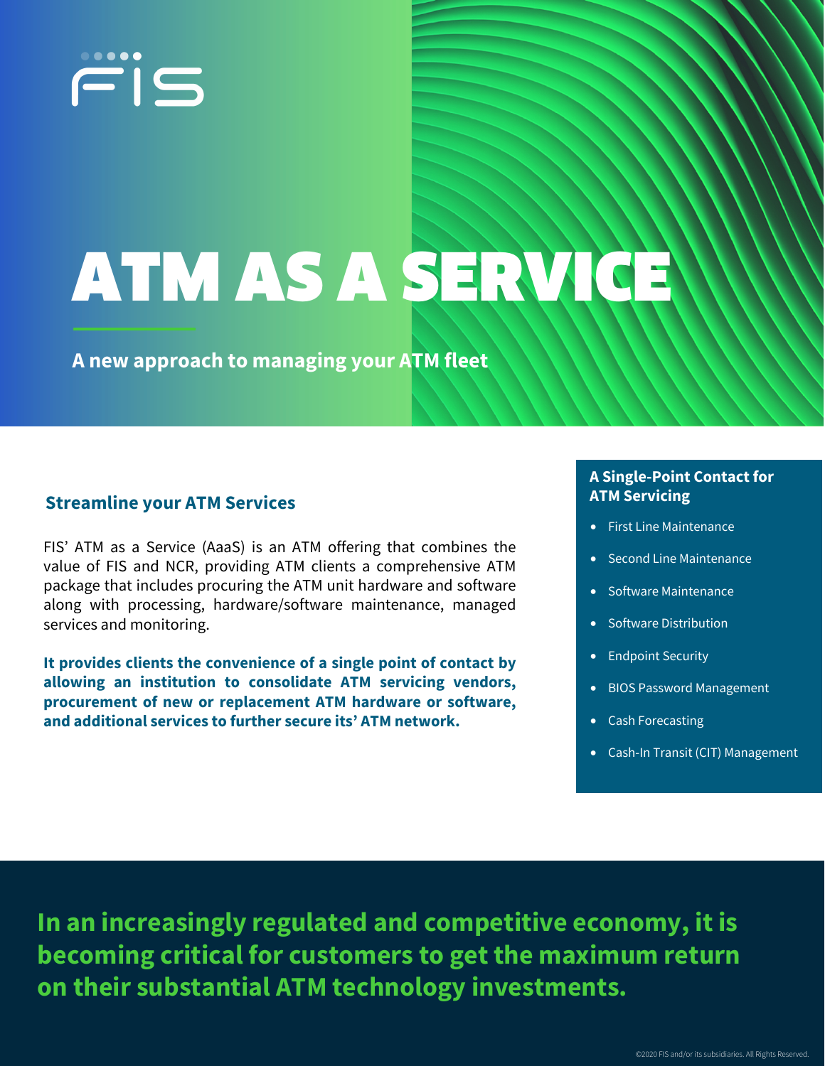FIS

# ATM AS A SERVICE

**A new approach to managing your ATM fleet**

## Streamline your ATM Services

FIS' ATM as a Service (AaaS) is an ATM offering that combines the value of FIS and NCR, providing ATM clients a comprehensive ATM package that includes procuring the ATM unit hardware and software along with processing, hardware/software maintenance, managed services and monitoring.

**It provides clients the convenience of a single point of contact by allowing an institution to consolidate ATM servicing vendors, procurement of new or replacement ATM hardware or software, and additional services to further secure its' ATM network.**

### A Single-Point Contact for ATM Servicing

- First Line Maintenance
- Second Line Maintenance
- Software Maintenance
- Software Distribution
- Endpoint Security
- BIOS Password Management
- Cash Forecasting
- Cash-In Transit (CIT) Management

**In an increasingly regulated and competitive economy, it is becoming critical for customers to get the maximum return on their substantial ATM technology investments.**

©2020 FIS and/or its subsidiaries. All Rights Reserved.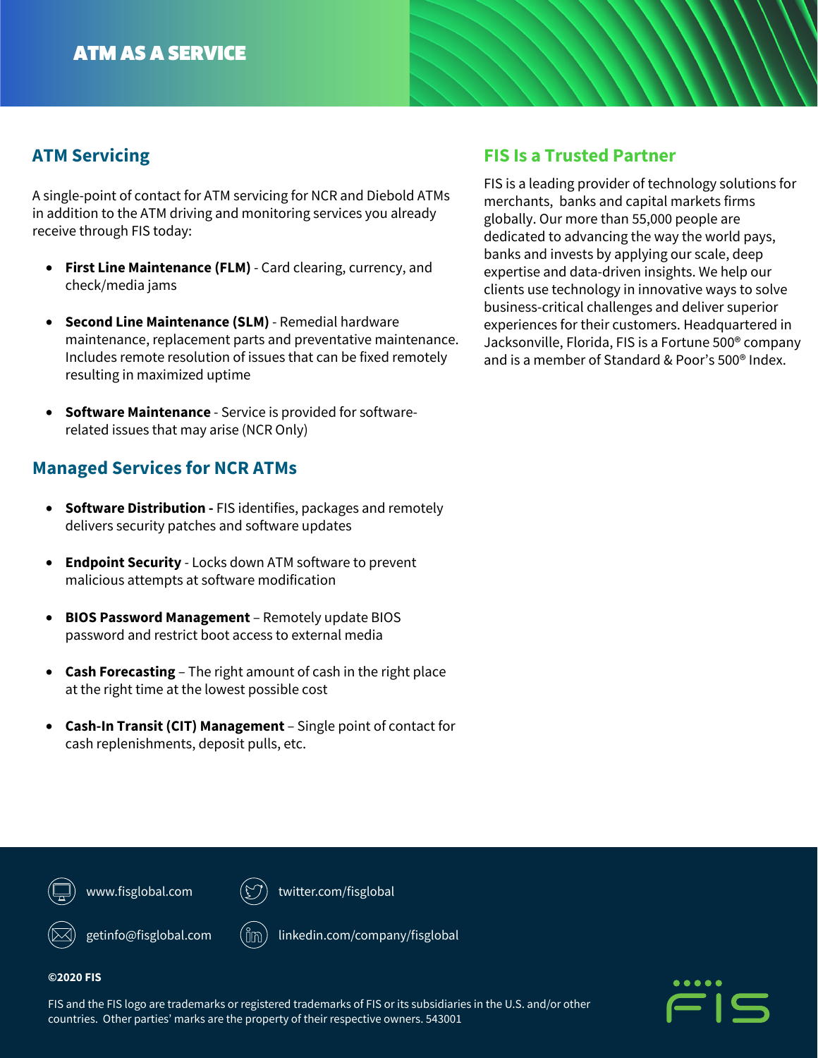## ATM Servicing

A single-point of contact for ATM servicing for NCR and Diebold ATMs in addition to the ATM driving and monitoring services you already receive through FIS today:

- **First Line Maintenance (FLM)** - Card clearing, currency, and check/media jams
- **Second Line Maintenance (SLM)** - Remedial hardware maintenance, replacement parts and preventative maintenance. Includes remote resolution of issues that can be fixed remotely resulting in maximized uptime
- **Software Maintenance** - Service is provided for software-related issues that may arise (NCR Only)

## Managed Services for NCR ATMs

- **Software Distribution -** FIS identifies, packages and remotely delivers security patches and software updates
- **Endpoint Security** - Locks down ATM software to prevent malicious attempts at software modification
- **BIOS Password Management** – Remotely update BIOS password and restrict boot access to external media
- **Cash Forecasting** – The right amount of cash in the right place at the right time at the lowest possible cost
- **Cash-In Transit (CIT) Management** – Single point of contact for cash replenishments, deposit pulls, etc.

## FIS Is a Trusted Partner

FIS is a leading provider of technology solutions for merchants, banks and capital markets firms globally. Our more than 55,000 people are dedicated to advancing the way the world pays, banks and invests by applying our scale, deep expertise and data-driven insights. We help our clients use technology in innovative ways to solve business-critical challenges and deliver superior experiences for their customers. Headquartered in Jacksonville, Florida, FIS is a Fortune 500® company and is a member of Standard & Poor's 500® Index.

www.fisglobal.com

twitter.com/fisglobal

getinfo@fisglobal.com

linkedin.com/company/fisglobal

**©2020 FIS**

FIS and the FIS logo are trademarks or registered trademarks of FIS or its subsidiaries in the U.S. and/or other countries. Other parties' marks are the property of their respective owners. 543001